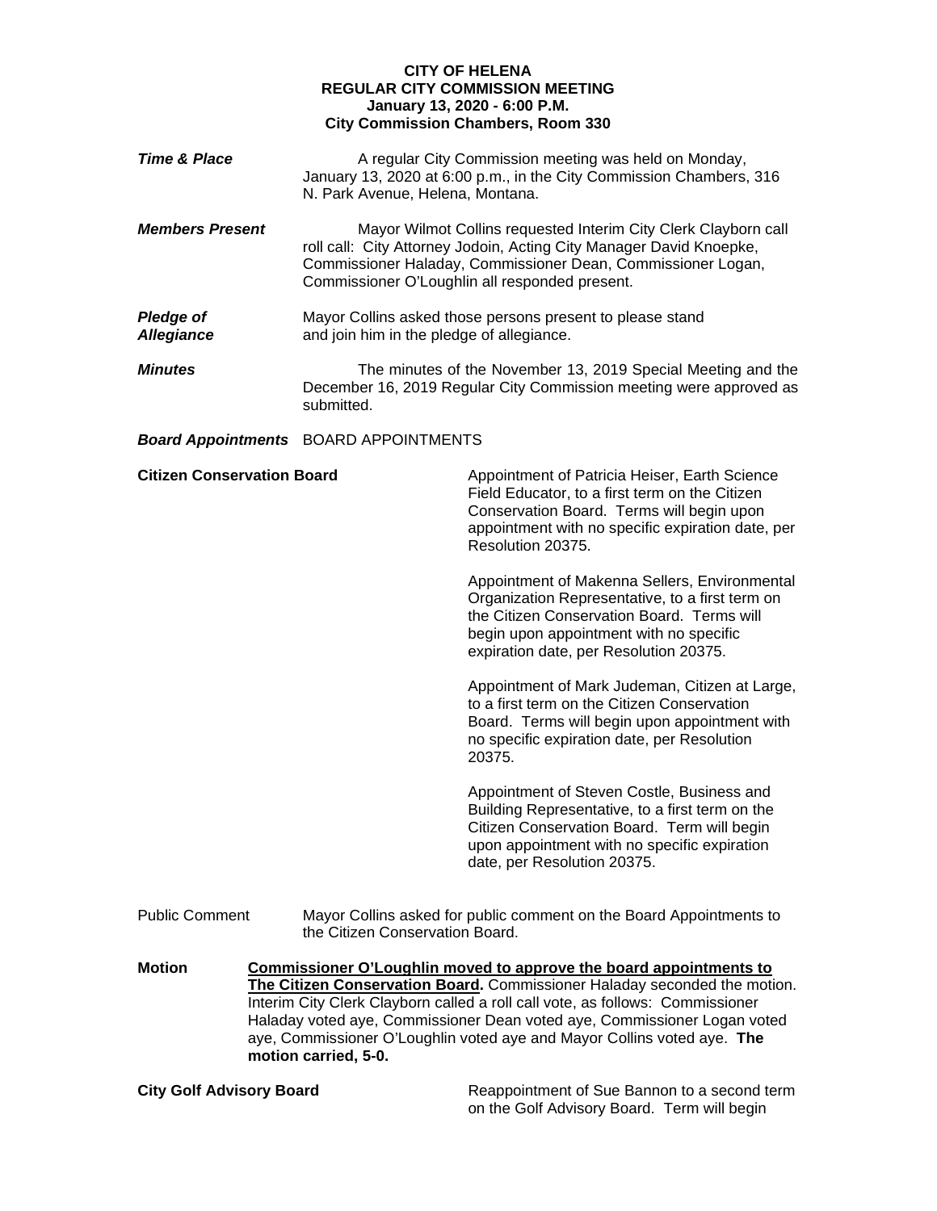**CITY OF HELENA**
**REGULAR CITY COMMISSION MEETING**
**January 13, 2020 - 6:00 P.M.**
**City Commission Chambers, Room 330**

***Time & Place*** A regular City Commission meeting was held on Monday, January 13, 2020 at 6:00 p.m., in the City Commission Chambers, 316 N. Park Avenue, Helena, Montana.

***Members Present*** Mayor Wilmot Collins requested Interim City Clerk Clayborn call roll call: City Attorney Jodoin, Acting City Manager David Knoepke, Commissioner Haladay, Commissioner Dean, Commissioner Logan, Commissioner O'Loughlin all responded present.

***Pledge of Allegiance*** Mayor Collins asked those persons present to please stand and join him in the pledge of allegiance.

***Minutes*** The minutes of the November 13, 2019 Special Meeting and the December 16, 2019 Regular City Commission meeting were approved as submitted.

***Board Appointments*** BOARD APPOINTMENTS

**Citizen Conservation Board**

Appointment of Patricia Heiser, Earth Science Field Educator, to a first term on the Citizen Conservation Board. Terms will begin upon appointment with no specific expiration date, per Resolution 20375.

Appointment of Makenna Sellers, Environmental Organization Representative, to a first term on the Citizen Conservation Board. Terms will begin upon appointment with no specific expiration date, per Resolution 20375.

Appointment of Mark Judeman, Citizen at Large, to a first term on the Citizen Conservation Board. Terms will begin upon appointment with no specific expiration date, per Resolution 20375.

Appointment of Steven Costle, Business and Building Representative, to a first term on the Citizen Conservation Board. Term will begin upon appointment with no specific expiration date, per Resolution 20375.

Public Comment Mayor Collins asked for public comment on the Board Appointments to the Citizen Conservation Board.

**Motion** **<u>Commissioner O'Loughlin moved to approve the board appointments to The Citizen Conservation Board</u>.** Commissioner Haladay seconded the motion. Interim City Clerk Clayborn called a roll call vote, as follows: Commissioner Haladay voted aye, Commissioner Dean voted aye, Commissioner Logan voted aye, Commissioner O'Loughlin voted aye and Mayor Collins voted aye. **The motion carried, 5-0.**

**City Golf Advisory Board**

Reappointment of Sue Bannon to a second term on the Golf Advisory Board. Term will begin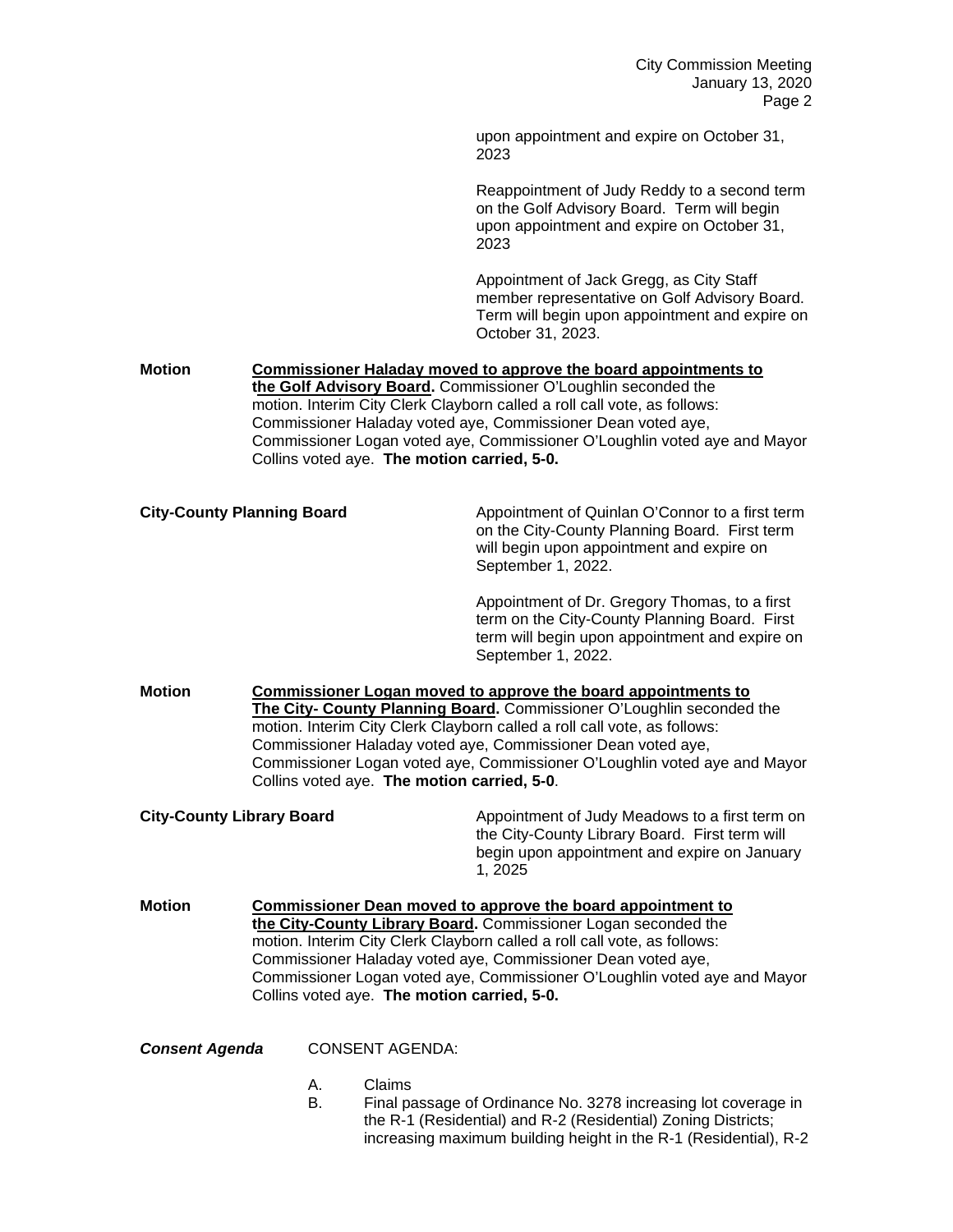upon appointment and expire on October 31, 2023

Reappointment of Judy Reddy to a second term on the Golf Advisory Board. Term will begin upon appointment and expire on October 31, 2023

Appointment of Jack Gregg, as City Staff member representative on Golf Advisory Board. Term will begin upon appointment and expire on October 31, 2023.

**Motion** **<u>Commissioner Haladay moved to approve the board appointments to the Golf Advisory Board</u>.** Commissioner O'Loughlin seconded the motion. Interim City Clerk Clayborn called a roll call vote, as follows: Commissioner Haladay voted aye, Commissioner Dean voted aye, Commissioner Logan voted aye, Commissioner O'Loughlin voted aye and Mayor Collins voted aye. **The motion carried, 5-0.**

**City-County Planning Board**

Appointment of Quinlan O'Connor to a first term on the City-County Planning Board. First term will begin upon appointment and expire on September 1, 2022.

Appointment of Dr. Gregory Thomas, to a first term on the City-County Planning Board. First term will begin upon appointment and expire on September 1, 2022.

**Motion** **<u>Commissioner Logan moved to approve the board appointments to The City- County Planning Board</u>.** Commissioner O'Loughlin seconded the motion. Interim City Clerk Clayborn called a roll call vote, as follows: Commissioner Haladay voted aye, Commissioner Dean voted aye, Commissioner Logan voted aye, Commissioner O'Loughlin voted aye and Mayor Collins voted aye. **The motion carried, 5-0**.

**City-County Library Board**

Appointment of Judy Meadows to a first term on the City-County Library Board. First term will begin upon appointment and expire on January 1, 2025

**Motion** **<u>Commissioner Dean moved to approve the board appointment to the City-County Library Board</u>.** Commissioner Logan seconded the motion. Interim City Clerk Clayborn called a roll call vote, as follows: Commissioner Haladay voted aye, Commissioner Dean voted aye, Commissioner Logan voted aye, Commissioner O'Loughlin voted aye and Mayor Collins voted aye. **The motion carried, 5-0.**

***Consent Agenda*** CONSENT AGENDA:

A. Claims
B. Final passage of Ordinance No. 3278 increasing lot coverage in the R-1 (Residential) and R-2 (Residential) Zoning Districts; increasing maximum building height in the R-1 (Residential), R-2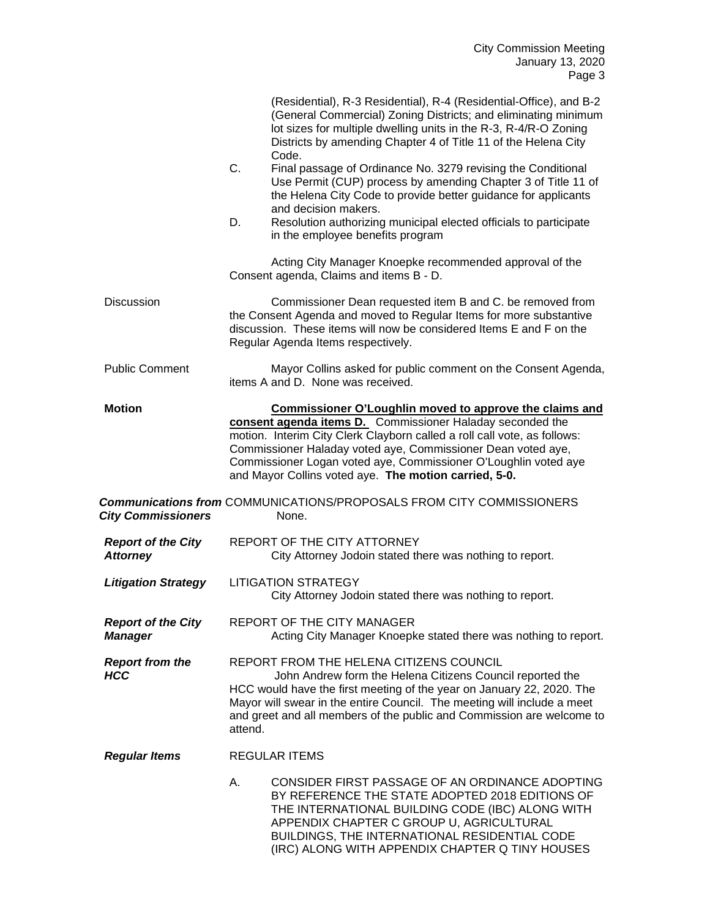(Residential), R-3 Residential), R-4 (Residential-Office), and B-2 (General Commercial) Zoning Districts; and eliminating minimum lot sizes for multiple dwelling units in the R-3, R-4/R-O Zoning Districts by amending Chapter 4 of Title 11 of the Helena City Code.

C. Final passage of Ordinance No. 3279 revising the Conditional Use Permit (CUP) process by amending Chapter 3 of Title 11 of the Helena City Code to provide better guidance for applicants and decision makers.

D. Resolution authorizing municipal elected officials to participate in the employee benefits program

Acting City Manager Knoepke recommended approval of the Consent agenda, Claims and items B - D.

**Discussion**

Commissioner Dean requested item B and C. be removed from the Consent Agenda and moved to Regular Items for more substantive discussion. These items will now be considered Items E and F on the Regular Agenda Items respectively.

**Public Comment**

Mayor Collins asked for public comment on the Consent Agenda, items A and D. None was received.

**Motion**

**Commissioner O'Loughlin moved to approve the claims and consent agenda items D.** Commissioner Haladay seconded the motion. Interim City Clerk Clayborn called a roll call vote, as follows: Commissioner Haladay voted aye, Commissioner Dean voted aye, Commissioner Logan voted aye, Commissioner O'Loughlin voted aye and Mayor Collins voted aye. **The motion carried, 5-0.**

***Communications from City Commissioners***

COMMUNICATIONS/PROPOSALS FROM CITY COMMISSIONERS

None.

***Report of the City Attorney***

REPORT OF THE CITY ATTORNEY

City Attorney Jodoin stated there was nothing to report.

***Litigation Strategy***

LITIGATION STRATEGY

City Attorney Jodoin stated there was nothing to report.

***Report of the City Manager***

REPORT OF THE CITY MANAGER

Acting City Manager Knoepke stated there was nothing to report.

***Report from the HCC***

REPORT FROM THE HELENA CITIZENS COUNCIL

John Andrew form the Helena Citizens Council reported the HCC would have the first meeting of the year on January 22, 2020. The Mayor will swear in the entire Council. The meeting will include a meet and greet and all members of the public and Commission are welcome to attend.

***Regular Items***

REGULAR ITEMS

A. CONSIDER FIRST PASSAGE OF AN ORDINANCE ADOPTING BY REFERENCE THE STATE ADOPTED 2018 EDITIONS OF THE INTERNATIONAL BUILDING CODE (IBC) ALONG WITH APPENDIX CHAPTER C GROUP U, AGRICULTURAL BUILDINGS, THE INTERNATIONAL RESIDENTIAL CODE (IRC) ALONG WITH APPENDIX CHAPTER Q TINY HOUSES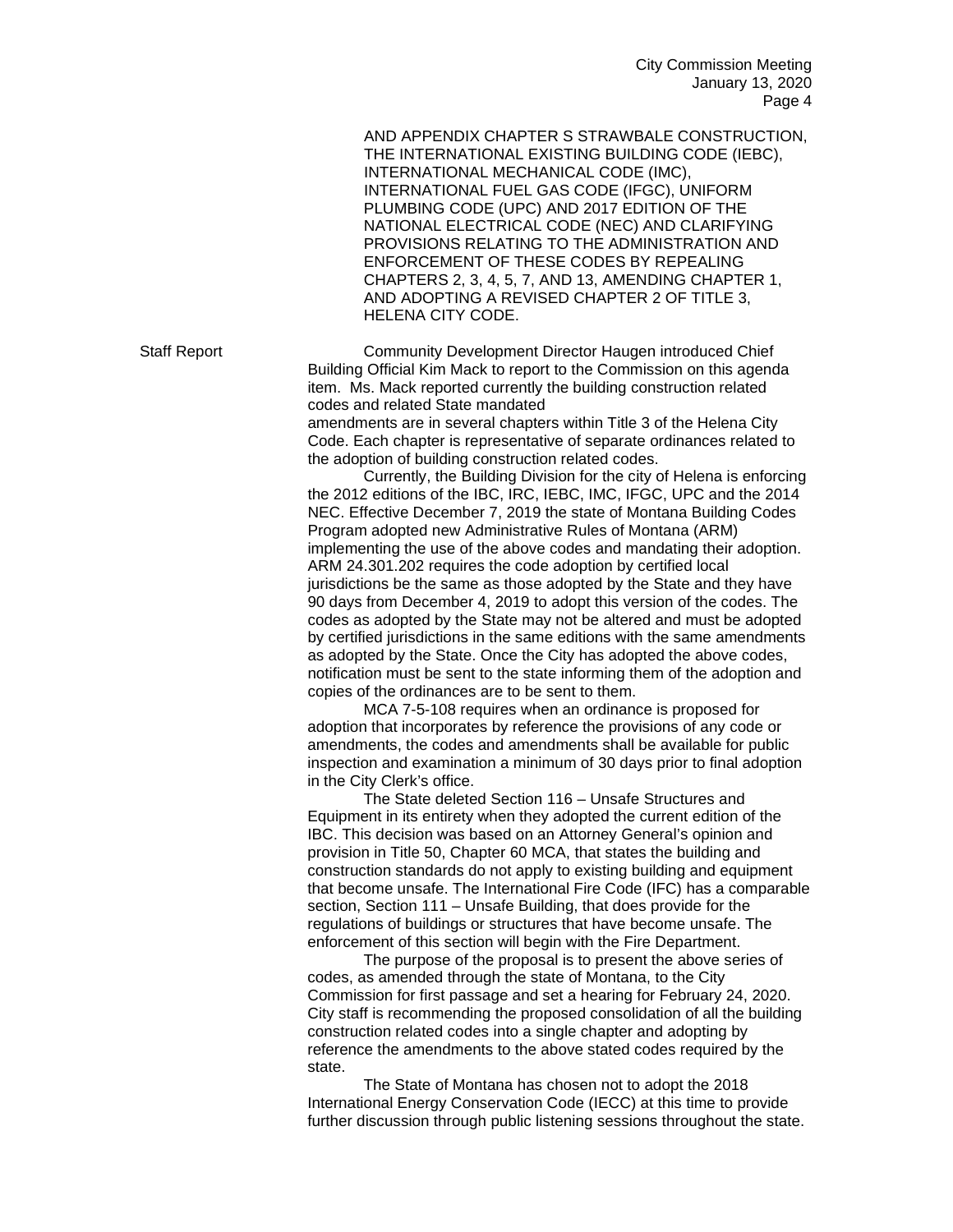AND APPENDIX CHAPTER S STRAWBALE CONSTRUCTION, THE INTERNATIONAL EXISTING BUILDING CODE (IEBC), INTERNATIONAL MECHANICAL CODE (IMC), INTERNATIONAL FUEL GAS CODE (IFGC), UNIFORM PLUMBING CODE (UPC) AND 2017 EDITION OF THE NATIONAL ELECTRICAL CODE (NEC) AND CLARIFYING PROVISIONS RELATING TO THE ADMINISTRATION AND ENFORCEMENT OF THESE CODES BY REPEALING CHAPTERS 2, 3, 4, 5, 7, AND 13, AMENDING CHAPTER 1, AND ADOPTING A REVISED CHAPTER 2 OF TITLE 3, HELENA CITY CODE.

Staff Report

Community Development Director Haugen introduced Chief Building Official Kim Mack to report to the Commission on this agenda item. Ms. Mack reported currently the building construction related codes and related State mandated amendments are in several chapters within Title 3 of the Helena City Code. Each chapter is representative of separate ordinances related to the adoption of building construction related codes.

Currently, the Building Division for the city of Helena is enforcing the 2012 editions of the IBC, IRC, IEBC, IMC, IFGC, UPC and the 2014 NEC. Effective December 7, 2019 the state of Montana Building Codes Program adopted new Administrative Rules of Montana (ARM) implementing the use of the above codes and mandating their adoption. ARM 24.301.202 requires the code adoption by certified local jurisdictions be the same as those adopted by the State and they have 90 days from December 4, 2019 to adopt this version of the codes. The codes as adopted by the State may not be altered and must be adopted by certified jurisdictions in the same editions with the same amendments as adopted by the State. Once the City has adopted the above codes, notification must be sent to the state informing them of the adoption and copies of the ordinances are to be sent to them.

MCA 7-5-108 requires when an ordinance is proposed for adoption that incorporates by reference the provisions of any code or amendments, the codes and amendments shall be available for public inspection and examination a minimum of 30 days prior to final adoption in the City Clerk's office.

The State deleted Section 116 – Unsafe Structures and Equipment in its entirety when they adopted the current edition of the IBC. This decision was based on an Attorney General's opinion and provision in Title 50, Chapter 60 MCA, that states the building and construction standards do not apply to existing building and equipment that become unsafe. The International Fire Code (IFC) has a comparable section, Section 111 – Unsafe Building, that does provide for the regulations of buildings or structures that have become unsafe. The enforcement of this section will begin with the Fire Department.

The purpose of the proposal is to present the above series of codes, as amended through the state of Montana, to the City Commission for first passage and set a hearing for February 24, 2020. City staff is recommending the proposed consolidation of all the building construction related codes into a single chapter and adopting by reference the amendments to the above stated codes required by the state.

The State of Montana has chosen not to adopt the 2018 International Energy Conservation Code (IECC) at this time to provide further discussion through public listening sessions throughout the state.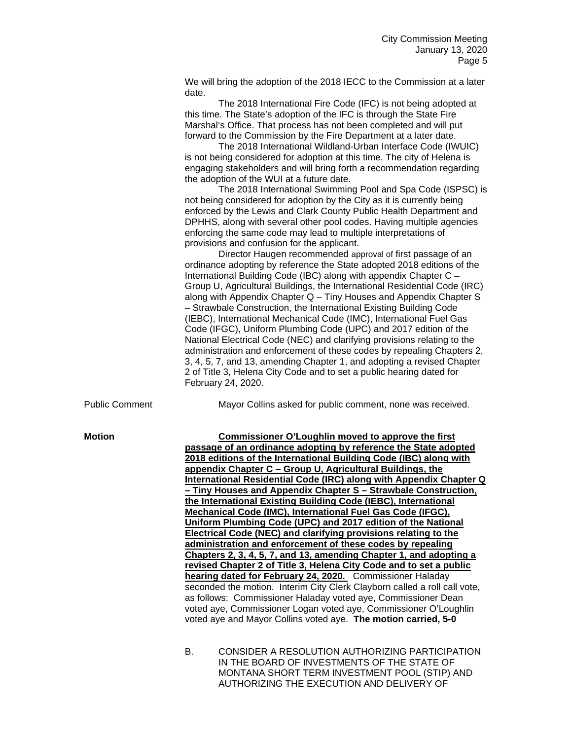We will bring the adoption of the 2018 IECC to the Commission at a later date.

The 2018 International Fire Code (IFC) is not being adopted at this time. The State's adoption of the IFC is through the State Fire Marshal's Office. That process has not been completed and will put forward to the Commission by the Fire Department at a later date.

The 2018 International Wildland-Urban Interface Code (IWUIC) is not being considered for adoption at this time. The city of Helena is engaging stakeholders and will bring forth a recommendation regarding the adoption of the WUI at a future date.

The 2018 International Swimming Pool and Spa Code (ISPSC) is not being considered for adoption by the City as it is currently being enforced by the Lewis and Clark County Public Health Department and DPHHS, along with several other pool codes. Having multiple agencies enforcing the same code may lead to multiple interpretations of provisions and confusion for the applicant.

Director Haugen recommended approval of first passage of an ordinance adopting by reference the State adopted 2018 editions of the International Building Code (IBC) along with appendix Chapter C – Group U, Agricultural Buildings, the International Residential Code (IRC) along with Appendix Chapter Q – Tiny Houses and Appendix Chapter S – Strawbale Construction, the International Existing Building Code (IEBC), International Mechanical Code (IMC), International Fuel Gas Code (IFGC), Uniform Plumbing Code (UPC) and 2017 edition of the National Electrical Code (NEC) and clarifying provisions relating to the administration and enforcement of these codes by repealing Chapters 2, 3, 4, 5, 7, and 13, amending Chapter 1, and adopting a revised Chapter 2 of Title 3, Helena City Code and to set a public hearing dated for February 24, 2020.

Public Comment

Mayor Collins asked for public comment, none was received.

**Motion**

**Commissioner O'Loughlin moved to approve the first passage of an ordinance adopting by reference the State adopted 2018 editions of the International Building Code (IBC) along with appendix Chapter C – Group U, Agricultural Buildings, the International Residential Code (IRC) along with Appendix Chapter Q – Tiny Houses and Appendix Chapter S – Strawbale Construction, the International Existing Building Code (IEBC), International Mechanical Code (IMC), International Fuel Gas Code (IFGC), Uniform Plumbing Code (UPC) and 2017 edition of the National Electrical Code (NEC) and clarifying provisions relating to the administration and enforcement of these codes by repealing Chapters 2, 3, 4, 5, 7, and 13, amending Chapter 1, and adopting a revised Chapter 2 of Title 3, Helena City Code and to set a public hearing dated for February 24, 2020.** Commissioner Haladay seconded the motion. Interim City Clerk Clayborn called a roll call vote, as follows: Commissioner Haladay voted aye, Commissioner Dean voted aye, Commissioner Logan voted aye, Commissioner O'Loughlin voted aye and Mayor Collins voted aye. **The motion carried, 5-0**

B. CONSIDER A RESOLUTION AUTHORIZING PARTICIPATION IN THE BOARD OF INVESTMENTS OF THE STATE OF MONTANA SHORT TERM INVESTMENT POOL (STIP) AND AUTHORIZING THE EXECUTION AND DELIVERY OF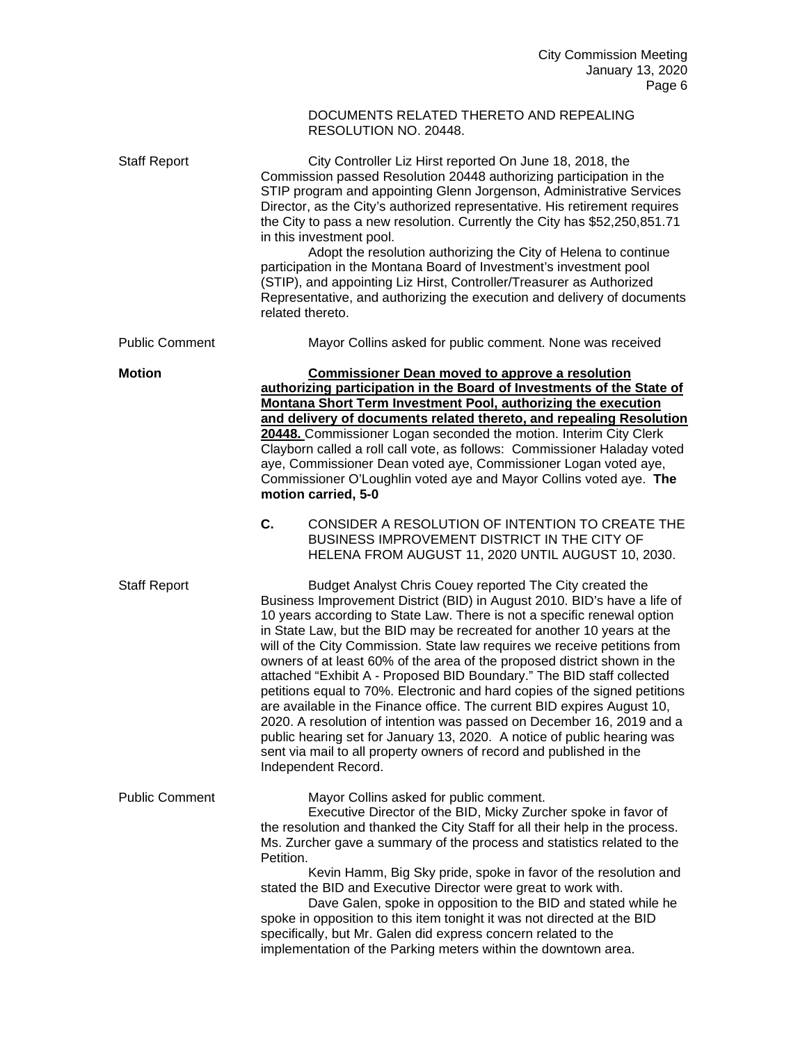DOCUMENTS RELATED THERETO AND REPEALING RESOLUTION NO. 20448.

Staff Report

City Controller Liz Hirst reported On June 18, 2018, the Commission passed Resolution 20448 authorizing participation in the STIP program and appointing Glenn Jorgenson, Administrative Services Director, as the City's authorized representative. His retirement requires the City to pass a new resolution. Currently the City has $52,250,851.71 in this investment pool.

Adopt the resolution authorizing the City of Helena to continue participation in the Montana Board of Investment's investment pool (STIP), and appointing Liz Hirst, Controller/Treasurer as Authorized Representative, and authorizing the execution and delivery of documents related thereto.

Public Comment

Mayor Collins asked for public comment. None was received

**Motion**

**Commissioner Dean moved to approve a resolution authorizing participation in the Board of Investments of the State of Montana Short Term Investment Pool, authorizing the execution and delivery of documents related thereto, and repealing Resolution 20448.** Commissioner Logan seconded the motion. Interim City Clerk Clayborn called a roll call vote, as follows: Commissioner Haladay voted aye, Commissioner Dean voted aye, Commissioner Logan voted aye, Commissioner O'Loughlin voted aye and Mayor Collins voted aye. **The motion carried, 5-0**

**C.** CONSIDER A RESOLUTION OF INTENTION TO CREATE THE BUSINESS IMPROVEMENT DISTRICT IN THE CITY OF HELENA FROM AUGUST 11, 2020 UNTIL AUGUST 10, 2030.

Staff Report

Budget Analyst Chris Couey reported The City created the Business Improvement District (BID) in August 2010. BID's have a life of 10 years according to State Law. There is not a specific renewal option in State Law, but the BID may be recreated for another 10 years at the will of the City Commission. State law requires we receive petitions from owners of at least 60% of the area of the proposed district shown in the attached "Exhibit A - Proposed BID Boundary." The BID staff collected petitions equal to 70%. Electronic and hard copies of the signed petitions are available in the Finance office. The current BID expires August 10, 2020. A resolution of intention was passed on December 16, 2019 and a public hearing set for January 13, 2020. A notice of public hearing was sent via mail to all property owners of record and published in the Independent Record.

Public Comment

Mayor Collins asked for public comment.

Executive Director of the BID, Micky Zurcher spoke in favor of the resolution and thanked the City Staff for all their help in the process. Ms. Zurcher gave a summary of the process and statistics related to the Petition.

Kevin Hamm, Big Sky pride, spoke in favor of the resolution and stated the BID and Executive Director were great to work with.

Dave Galen, spoke in opposition to the BID and stated while he spoke in opposition to this item tonight it was not directed at the BID specifically, but Mr. Galen did express concern related to the implementation of the Parking meters within the downtown area.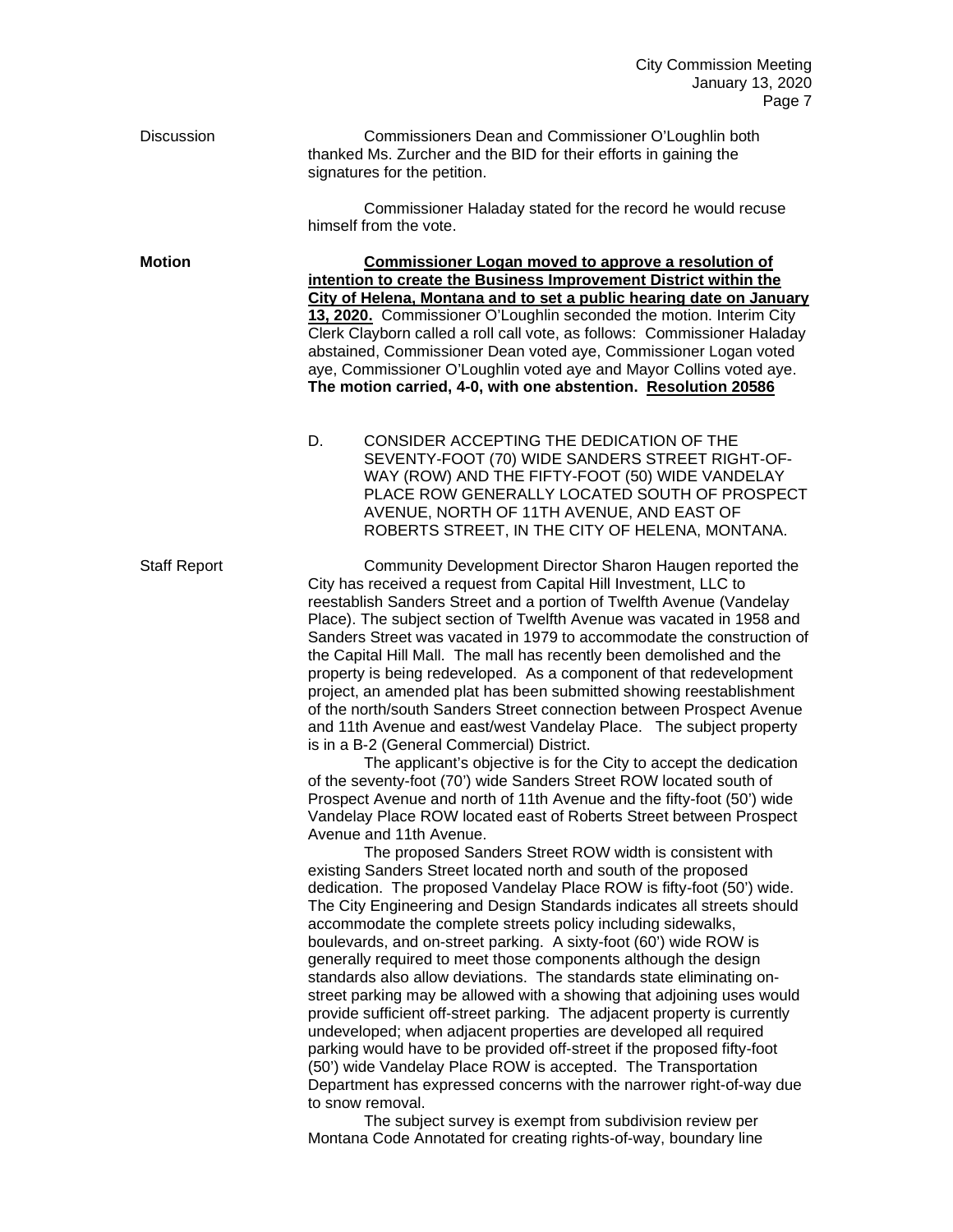Discussion

Commissioners Dean and Commissioner O'Loughlin both thanked Ms. Zurcher and the BID for their efforts in gaining the signatures for the petition.

Commissioner Haladay stated for the record he would recuse himself from the vote.

**Motion**

**<u>Commissioner Logan moved to approve a resolution of intention to create the Business Improvement District within the City of Helena, Montana and to set a public hearing date on January 13, 2020.</u>** Commissioner O'Loughlin seconded the motion. Interim City Clerk Clayborn called a roll call vote, as follows: Commissioner Haladay abstained, Commissioner Dean voted aye, Commissioner Logan voted aye, Commissioner O'Loughlin voted aye and Mayor Collins voted aye. **The motion carried, 4-0, with one abstention. <u>Resolution 20586</u>**

D. CONSIDER ACCEPTING THE DEDICATION OF THE SEVENTY-FOOT (70) WIDE SANDERS STREET RIGHT-OF-WAY (ROW) AND THE FIFTY-FOOT (50) WIDE VANDELAY PLACE ROW GENERALLY LOCATED SOUTH OF PROSPECT AVENUE, NORTH OF 11TH AVENUE, AND EAST OF ROBERTS STREET, IN THE CITY OF HELENA, MONTANA.

Staff Report

Community Development Director Sharon Haugen reported the City has received a request from Capital Hill Investment, LLC to reestablish Sanders Street and a portion of Twelfth Avenue (Vandelay Place). The subject section of Twelfth Avenue was vacated in 1958 and Sanders Street was vacated in 1979 to accommodate the construction of the Capital Hill Mall. The mall has recently been demolished and the property is being redeveloped. As a component of that redevelopment project, an amended plat has been submitted showing reestablishment of the north/south Sanders Street connection between Prospect Avenue and 11th Avenue and east/west Vandelay Place. The subject property is in a B-2 (General Commercial) District.

The applicant's objective is for the City to accept the dedication of the seventy-foot (70') wide Sanders Street ROW located south of Prospect Avenue and north of 11th Avenue and the fifty-foot (50') wide Vandelay Place ROW located east of Roberts Street between Prospect Avenue and 11th Avenue.

The proposed Sanders Street ROW width is consistent with existing Sanders Street located north and south of the proposed dedication. The proposed Vandelay Place ROW is fifty-foot (50') wide. The City Engineering and Design Standards indicates all streets should accommodate the complete streets policy including sidewalks, boulevards, and on-street parking. A sixty-foot (60') wide ROW is generally required to meet those components although the design standards also allow deviations. The standards state eliminating on-street parking may be allowed with a showing that adjoining uses would provide sufficient off-street parking. The adjacent property is currently undeveloped; when adjacent properties are developed all required parking would have to be provided off-street if the proposed fifty-foot (50') wide Vandelay Place ROW is accepted. The Transportation Department has expressed concerns with the narrower right-of-way due to snow removal.

The subject survey is exempt from subdivision review per Montana Code Annotated for creating rights-of-way, boundary line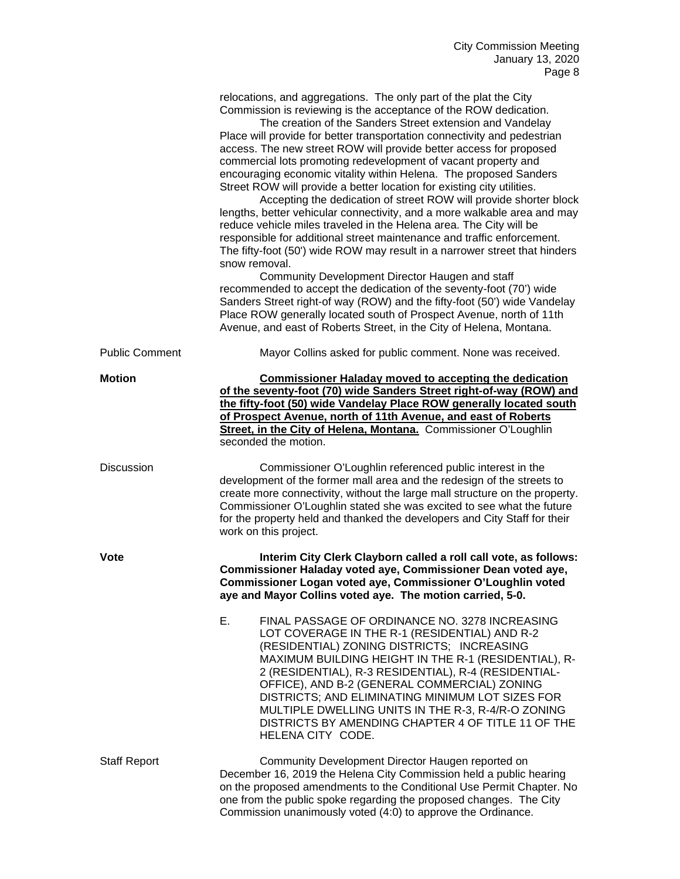relocations, and aggregations. The only part of the plat the City Commission is reviewing is the acceptance of the ROW dedication.

The creation of the Sanders Street extension and Vandelay Place will provide for better transportation connectivity and pedestrian access. The new street ROW will provide better access for proposed commercial lots promoting redevelopment of vacant property and encouraging economic vitality within Helena. The proposed Sanders Street ROW will provide a better location for existing city utilities.

Accepting the dedication of street ROW will provide shorter block lengths, better vehicular connectivity, and a more walkable area and may reduce vehicle miles traveled in the Helena area. The City will be responsible for additional street maintenance and traffic enforcement. The fifty-foot (50') wide ROW may result in a narrower street that hinders snow removal.

Community Development Director Haugen and staff recommended to accept the dedication of the seventy-foot (70') wide Sanders Street right-of way (ROW) and the fifty-foot (50') wide Vandelay Place ROW generally located south of Prospect Avenue, north of 11th Avenue, and east of Roberts Street, in the City of Helena, Montana.

Public Comment

Mayor Collins asked for public comment. None was received.

**Motion**

**Commissioner Haladay moved to accepting the dedication of the seventy-foot (70) wide Sanders Street right-of-way (ROW) and the fifty-foot (50) wide Vandelay Place ROW generally located south of Prospect Avenue, north of 11th Avenue, and east of Roberts Street, in the City of Helena, Montana.** Commissioner O'Loughlin seconded the motion.

Discussion

Commissioner O'Loughlin referenced public interest in the development of the former mall area and the redesign of the streets to create more connectivity, without the large mall structure on the property. Commissioner O'Loughlin stated she was excited to see what the future for the property held and thanked the developers and City Staff for their work on this project.

**Vote**

**Interim City Clerk Clayborn called a roll call vote, as follows: Commissioner Haladay voted aye, Commissioner Dean voted aye, Commissioner Logan voted aye, Commissioner O'Loughlin voted aye and Mayor Collins voted aye. The motion carried, 5-0.**

E. FINAL PASSAGE OF ORDINANCE NO. 3278 INCREASING LOT COVERAGE IN THE R-1 (RESIDENTIAL) AND R-2 (RESIDENTIAL) ZONING DISTRICTS; INCREASING MAXIMUM BUILDING HEIGHT IN THE R-1 (RESIDENTIAL), R-2 (RESIDENTIAL), R-3 RESIDENTIAL), R-4 (RESIDENTIAL-OFFICE), AND B-2 (GENERAL COMMERCIAL) ZONING DISTRICTS; AND ELIMINATING MINIMUM LOT SIZES FOR MULTIPLE DWELLING UNITS IN THE R-3, R-4/R-O ZONING DISTRICTS BY AMENDING CHAPTER 4 OF TITLE 11 OF THE HELENA CITY CODE.

Staff Report

Community Development Director Haugen reported on December 16, 2019 the Helena City Commission held a public hearing on the proposed amendments to the Conditional Use Permit Chapter. No one from the public spoke regarding the proposed changes. The City Commission unanimously voted (4:0) to approve the Ordinance.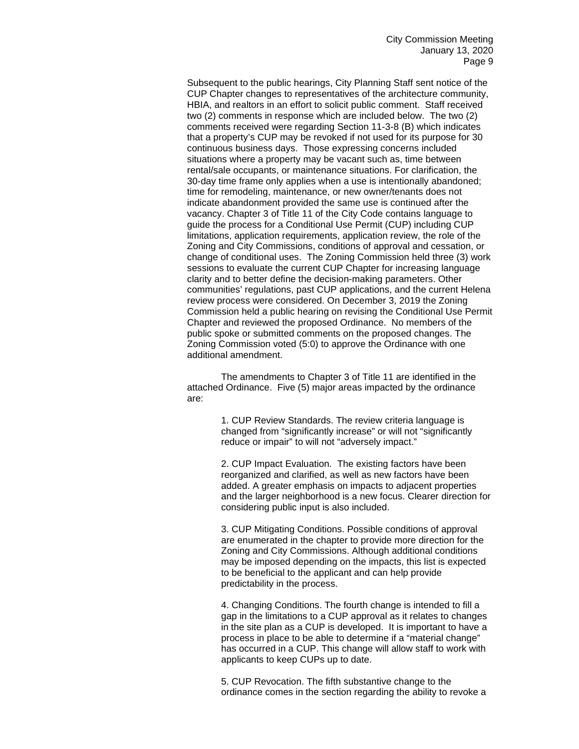Subsequent to the public hearings, City Planning Staff sent notice of the CUP Chapter changes to representatives of the architecture community, HBIA, and realtors in an effort to solicit public comment. Staff received two (2) comments in response which are included below. The two (2) comments received were regarding Section 11-3-8 (B) which indicates that a property's CUP may be revoked if not used for its purpose for 30 continuous business days. Those expressing concerns included situations where a property may be vacant such as, time between rental/sale occupants, or maintenance situations. For clarification, the 30-day time frame only applies when a use is intentionally abandoned; time for remodeling, maintenance, or new owner/tenants does not indicate abandonment provided the same use is continued after the vacancy. Chapter 3 of Title 11 of the City Code contains language to guide the process for a Conditional Use Permit (CUP) including CUP limitations, application requirements, application review, the role of the Zoning and City Commissions, conditions of approval and cessation, or change of conditional uses. The Zoning Commission held three (3) work sessions to evaluate the current CUP Chapter for increasing language clarity and to better define the decision-making parameters. Other communities' regulations, past CUP applications, and the current Helena review process were considered. On December 3, 2019 the Zoning Commission held a public hearing on revising the Conditional Use Permit Chapter and reviewed the proposed Ordinance. No members of the public spoke or submitted comments on the proposed changes. The Zoning Commission voted (5:0) to approve the Ordinance with one additional amendment.

The amendments to Chapter 3 of Title 11 are identified in the attached Ordinance. Five (5) major areas impacted by the ordinance are:

1. CUP Review Standards. The review criteria language is changed from "significantly increase" or will not "significantly reduce or impair" to will not "adversely impact."

2. CUP Impact Evaluation. The existing factors have been reorganized and clarified, as well as new factors have been added. A greater emphasis on impacts to adjacent properties and the larger neighborhood is a new focus. Clearer direction for considering public input is also included.

3. CUP Mitigating Conditions. Possible conditions of approval are enumerated in the chapter to provide more direction for the Zoning and City Commissions. Although additional conditions may be imposed depending on the impacts, this list is expected to be beneficial to the applicant and can help provide predictability in the process.

4. Changing Conditions. The fourth change is intended to fill a gap in the limitations to a CUP approval as it relates to changes in the site plan as a CUP is developed. It is important to have a process in place to be able to determine if a "material change" has occurred in a CUP. This change will allow staff to work with applicants to keep CUPs up to date.

5. CUP Revocation. The fifth substantive change to the ordinance comes in the section regarding the ability to revoke a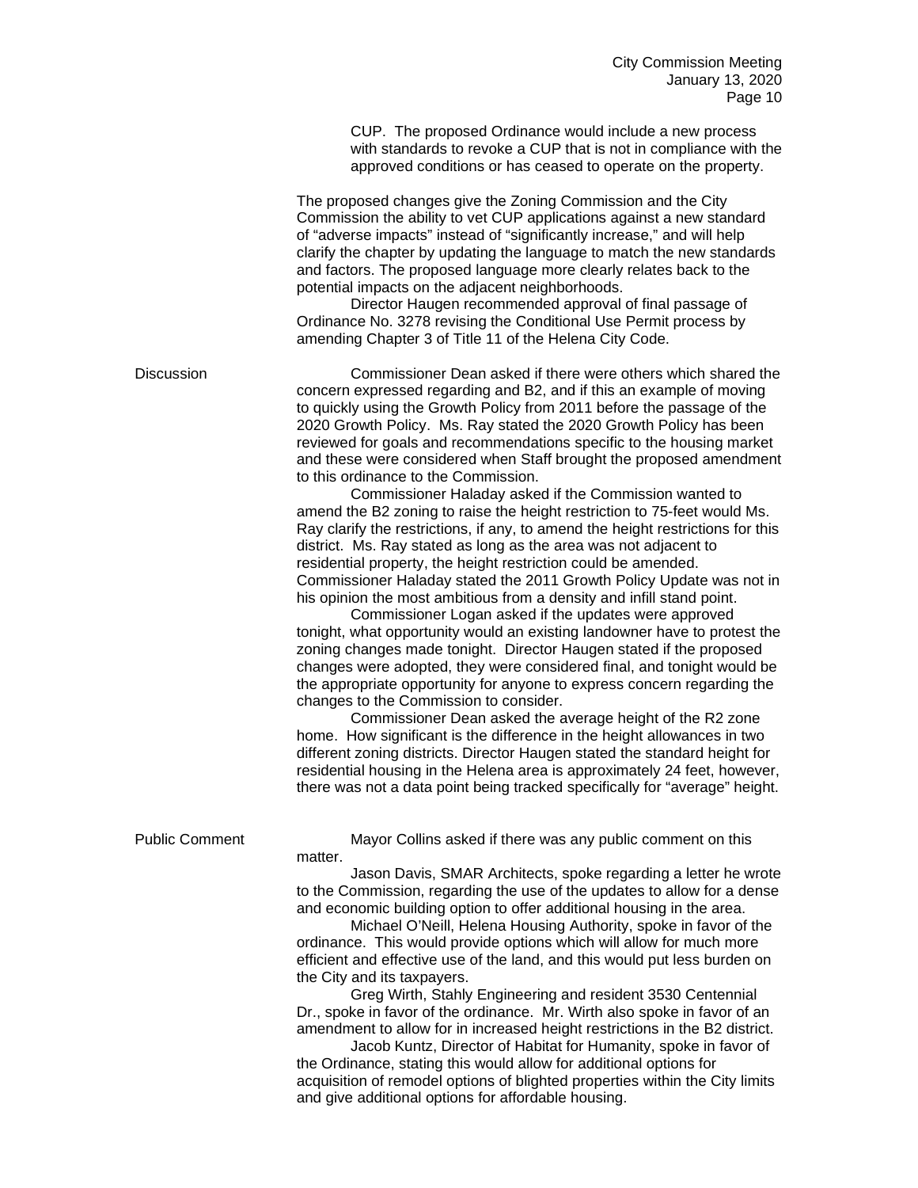CUP. The proposed Ordinance would include a new process with standards to revoke a CUP that is not in compliance with the approved conditions or has ceased to operate on the property.

The proposed changes give the Zoning Commission and the City Commission the ability to vet CUP applications against a new standard of "adverse impacts" instead of "significantly increase," and will help clarify the chapter by updating the language to match the new standards and factors. The proposed language more clearly relates back to the potential impacts on the adjacent neighborhoods.

Director Haugen recommended approval of final passage of Ordinance No. 3278 revising the Conditional Use Permit process by amending Chapter 3 of Title 11 of the Helena City Code.

**Discussion**

Commissioner Dean asked if there were others which shared the concern expressed regarding and B2, and if this an example of moving to quickly using the Growth Policy from 2011 before the passage of the 2020 Growth Policy. Ms. Ray stated the 2020 Growth Policy has been reviewed for goals and recommendations specific to the housing market and these were considered when Staff brought the proposed amendment to this ordinance to the Commission.

Commissioner Haladay asked if the Commission wanted to amend the B2 zoning to raise the height restriction to 75-feet would Ms. Ray clarify the restrictions, if any, to amend the height restrictions for this district. Ms. Ray stated as long as the area was not adjacent to residential property, the height restriction could be amended. Commissioner Haladay stated the 2011 Growth Policy Update was not in his opinion the most ambitious from a density and infill stand point.

Commissioner Logan asked if the updates were approved tonight, what opportunity would an existing landowner have to protest the zoning changes made tonight. Director Haugen stated if the proposed changes were adopted, they were considered final, and tonight would be the appropriate opportunity for anyone to express concern regarding the changes to the Commission to consider.

Commissioner Dean asked the average height of the R2 zone home. How significant is the difference in the height allowances in two different zoning districts. Director Haugen stated the standard height for residential housing in the Helena area is approximately 24 feet, however, there was not a data point being tracked specifically for "average" height.

**Public Comment**

Mayor Collins asked if there was any public comment on this matter.

Jason Davis, SMAR Architects, spoke regarding a letter he wrote to the Commission, regarding the use of the updates to allow for a dense and economic building option to offer additional housing in the area.

Michael O'Neill, Helena Housing Authority, spoke in favor of the ordinance. This would provide options which will allow for much more efficient and effective use of the land, and this would put less burden on the City and its taxpayers.

Greg Wirth, Stahly Engineering and resident 3530 Centennial Dr., spoke in favor of the ordinance. Mr. Wirth also spoke in favor of an amendment to allow for in increased height restrictions in the B2 district.

Jacob Kuntz, Director of Habitat for Humanity, spoke in favor of the Ordinance, stating this would allow for additional options for acquisition of remodel options of blighted properties within the City limits and give additional options for affordable housing.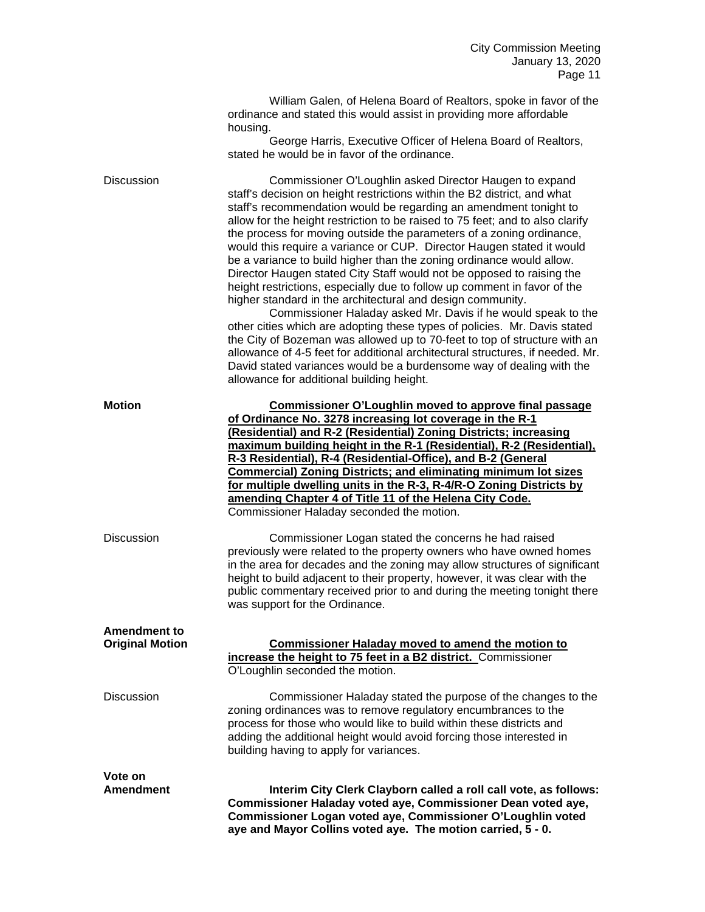William Galen, of Helena Board of Realtors, spoke in favor of the ordinance and stated this would assist in providing more affordable housing.

George Harris, Executive Officer of Helena Board of Realtors, stated he would be in favor of the ordinance.

Discussion

Commissioner O'Loughlin asked Director Haugen to expand staff's decision on height restrictions within the B2 district, and what staff's recommendation would be regarding an amendment tonight to allow for the height restriction to be raised to 75 feet; and to also clarify the process for moving outside the parameters of a zoning ordinance, would this require a variance or CUP. Director Haugen stated it would be a variance to build higher than the zoning ordinance would allow. Director Haugen stated City Staff would not be opposed to raising the height restrictions, especially due to follow up comment in favor of the higher standard in the architectural and design community.

Commissioner Haladay asked Mr. Davis if he would speak to the other cities which are adopting these types of policies. Mr. Davis stated the City of Bozeman was allowed up to 70-feet to top of structure with an allowance of 4-5 feet for additional architectural structures, if needed. Mr. David stated variances would be a burdensome way of dealing with the allowance for additional building height.

**Motion**

**Commissioner O'Loughlin moved to approve final passage of Ordinance No. 3278 increasing lot coverage in the R-1 (Residential) and R-2 (Residential) Zoning Districts; increasing maximum building height in the R-1 (Residential), R-2 (Residential), R-3 Residential), R-4 (Residential-Office), and B-2 (General Commercial) Zoning Districts; and eliminating minimum lot sizes for multiple dwelling units in the R-3, R-4/R-O Zoning Districts by amending Chapter 4 of Title 11 of the Helena City Code.** Commissioner Haladay seconded the motion.

Discussion

Commissioner Logan stated the concerns he had raised previously were related to the property owners who have owned homes in the area for decades and the zoning may allow structures of significant height to build adjacent to their property, however, it was clear with the public commentary received prior to and during the meeting tonight there was support for the Ordinance.

**Amendment to Original Motion**

**Commissioner Haladay moved to amend the motion to increase the height to 75 feet in a B2 district.** Commissioner O'Loughlin seconded the motion.

Discussion

Commissioner Haladay stated the purpose of the changes to the zoning ordinances was to remove regulatory encumbrances to the process for those who would like to build within these districts and adding the additional height would avoid forcing those interested in building having to apply for variances.

**Vote on Amendment**

**Interim City Clerk Clayborn called a roll call vote, as follows: Commissioner Haladay voted aye, Commissioner Dean voted aye, Commissioner Logan voted aye, Commissioner O'Loughlin voted aye and Mayor Collins voted aye. The motion carried, 5 - 0.**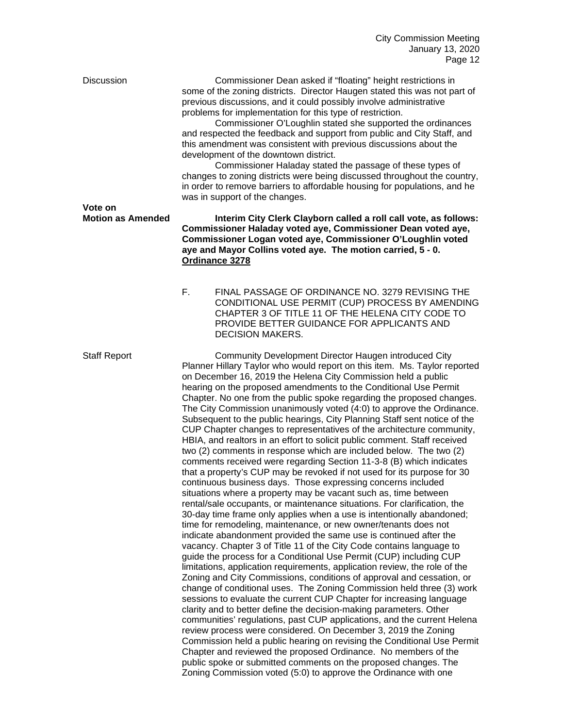Discussion

Commissioner Dean asked if "floating" height restrictions in some of the zoning districts. Director Haugen stated this was not part of previous discussions, and it could possibly involve administrative problems for implementation for this type of restriction.

Commissioner O'Loughlin stated she supported the ordinances and respected the feedback and support from public and City Staff, and this amendment was consistent with previous discussions about the development of the downtown district.

Commissioner Haladay stated the passage of these types of changes to zoning districts were being discussed throughout the country, in order to remove barriers to affordable housing for populations, and he was in support of the changes.

**Vote on Motion as Amended**

**Interim City Clerk Clayborn called a roll call vote, as follows: Commissioner Haladay voted aye, Commissioner Dean voted aye, Commissioner Logan voted aye, Commissioner O'Loughlin voted aye and Mayor Collins voted aye. The motion carried, 5 - 0. <u>Ordinance 3278</u>**

F. FINAL PASSAGE OF ORDINANCE NO. 3279 REVISING THE CONDITIONAL USE PERMIT (CUP) PROCESS BY AMENDING CHAPTER 3 OF TITLE 11 OF THE HELENA CITY CODE TO PROVIDE BETTER GUIDANCE FOR APPLICANTS AND DECISION MAKERS.

Staff Report

Community Development Director Haugen introduced City Planner Hillary Taylor who would report on this item. Ms. Taylor reported on December 16, 2019 the Helena City Commission held a public hearing on the proposed amendments to the Conditional Use Permit Chapter. No one from the public spoke regarding the proposed changes. The City Commission unanimously voted (4:0) to approve the Ordinance. Subsequent to the public hearings, City Planning Staff sent notice of the CUP Chapter changes to representatives of the architecture community, HBIA, and realtors in an effort to solicit public comment. Staff received two (2) comments in response which are included below. The two (2) comments received were regarding Section 11-3-8 (B) which indicates that a property's CUP may be revoked if not used for its purpose for 30 continuous business days. Those expressing concerns included situations where a property may be vacant such as, time between rental/sale occupants, or maintenance situations. For clarification, the 30-day time frame only applies when a use is intentionally abandoned; time for remodeling, maintenance, or new owner/tenants does not indicate abandonment provided the same use is continued after the vacancy. Chapter 3 of Title 11 of the City Code contains language to guide the process for a Conditional Use Permit (CUP) including CUP limitations, application requirements, application review, the role of the Zoning and City Commissions, conditions of approval and cessation, or change of conditional uses. The Zoning Commission held three (3) work sessions to evaluate the current CUP Chapter for increasing language clarity and to better define the decision-making parameters. Other communities' regulations, past CUP applications, and the current Helena review process were considered. On December 3, 2019 the Zoning Commission held a public hearing on revising the Conditional Use Permit Chapter and reviewed the proposed Ordinance. No members of the public spoke or submitted comments on the proposed changes. The Zoning Commission voted (5:0) to approve the Ordinance with one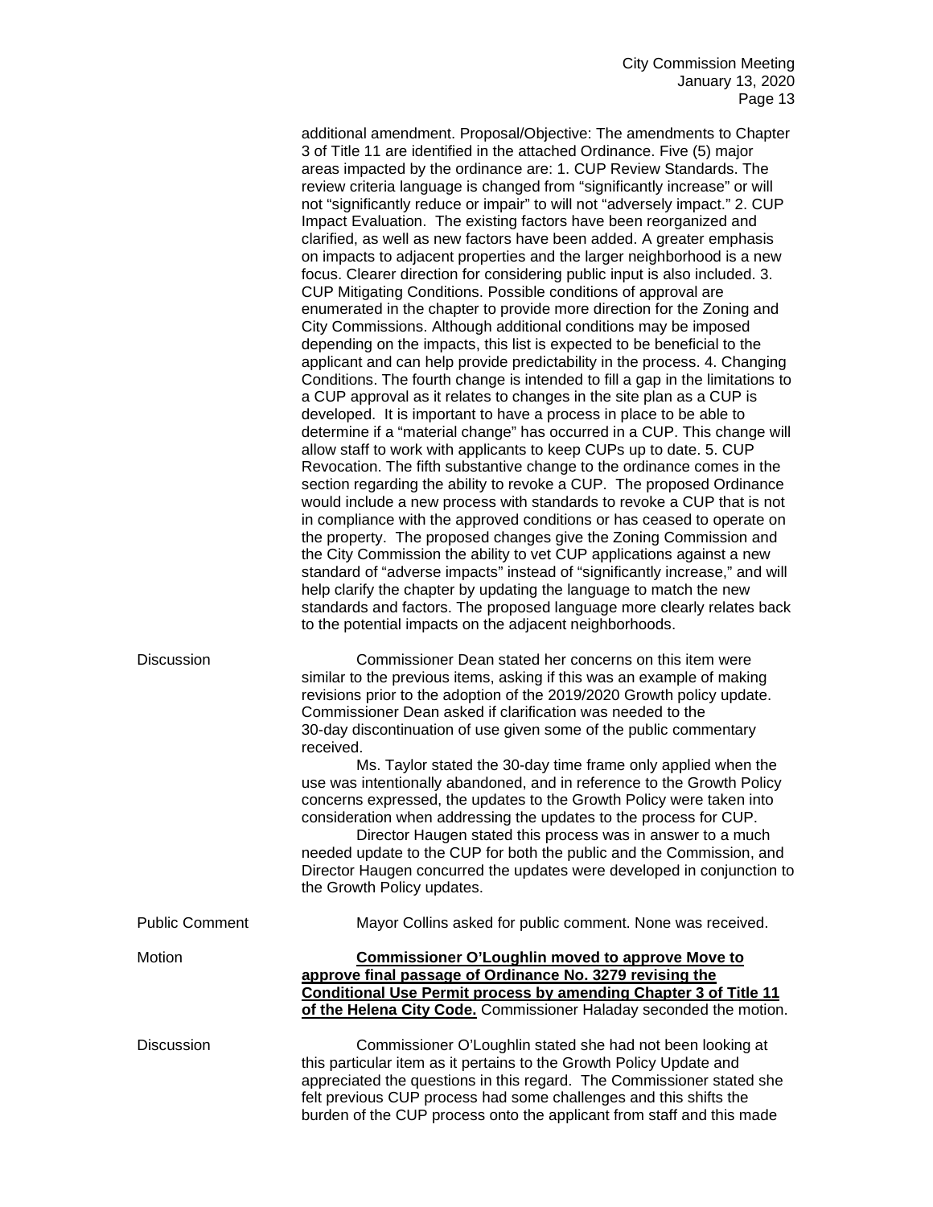additional amendment. Proposal/Objective: The amendments to Chapter 3 of Title 11 are identified in the attached Ordinance. Five (5) major areas impacted by the ordinance are: 1. CUP Review Standards. The review criteria language is changed from "significantly increase" or will not "significantly reduce or impair" to will not "adversely impact." 2. CUP Impact Evaluation. The existing factors have been reorganized and clarified, as well as new factors have been added. A greater emphasis on impacts to adjacent properties and the larger neighborhood is a new focus. Clearer direction for considering public input is also included. 3. CUP Mitigating Conditions. Possible conditions of approval are enumerated in the chapter to provide more direction for the Zoning and City Commissions. Although additional conditions may be imposed depending on the impacts, this list is expected to be beneficial to the applicant and can help provide predictability in the process. 4. Changing Conditions. The fourth change is intended to fill a gap in the limitations to a CUP approval as it relates to changes in the site plan as a CUP is developed. It is important to have a process in place to be able to determine if a "material change" has occurred in a CUP. This change will allow staff to work with applicants to keep CUPs up to date. 5. CUP Revocation. The fifth substantive change to the ordinance comes in the section regarding the ability to revoke a CUP. The proposed Ordinance would include a new process with standards to revoke a CUP that is not in compliance with the approved conditions or has ceased to operate on the property. The proposed changes give the Zoning Commission and the City Commission the ability to vet CUP applications against a new standard of "adverse impacts" instead of "significantly increase," and will help clarify the chapter by updating the language to match the new standards and factors. The proposed language more clearly relates back to the potential impacts on the adjacent neighborhoods.

Discussion

Commissioner Dean stated her concerns on this item were similar to the previous items, asking if this was an example of making revisions prior to the adoption of the 2019/2020 Growth policy update. Commissioner Dean asked if clarification was needed to the 30-day discontinuation of use given some of the public commentary received.

Ms. Taylor stated the 30-day time frame only applied when the use was intentionally abandoned, and in reference to the Growth Policy concerns expressed, the updates to the Growth Policy were taken into consideration when addressing the updates to the process for CUP.

Director Haugen stated this process was in answer to a much needed update to the CUP for both the public and the Commission, and Director Haugen concurred the updates were developed in conjunction to the Growth Policy updates.

Public Comment

Mayor Collins asked for public comment. None was received.

Motion

**Commissioner O'Loughlin moved to approve Move to approve final passage of Ordinance No. 3279 revising the Conditional Use Permit process by amending Chapter 3 of Title 11 of the Helena City Code.** Commissioner Haladay seconded the motion.

Discussion

Commissioner O'Loughlin stated she had not been looking at this particular item as it pertains to the Growth Policy Update and appreciated the questions in this regard. The Commissioner stated she felt previous CUP process had some challenges and this shifts the burden of the CUP process onto the applicant from staff and this made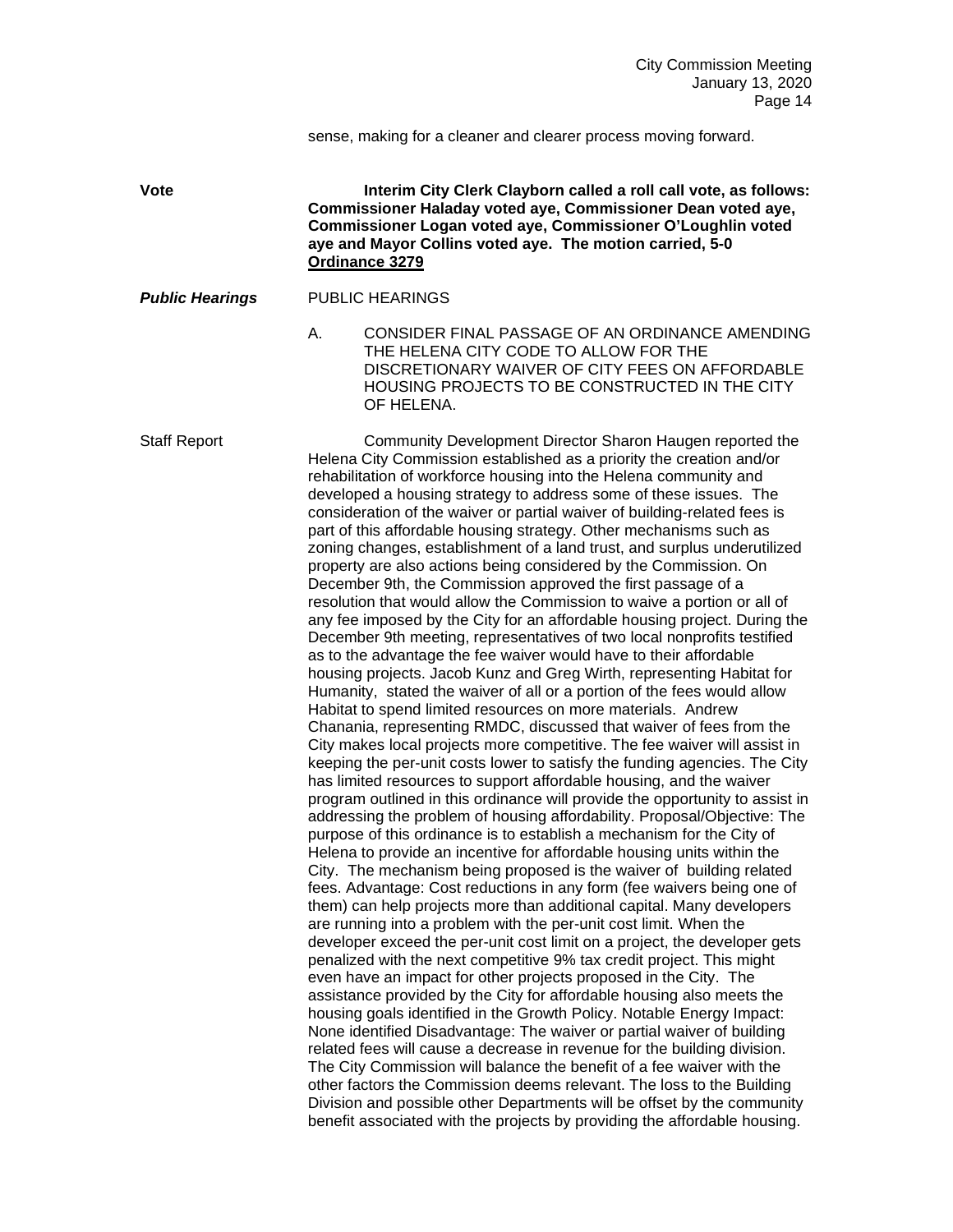sense, making for a cleaner and clearer process moving forward.

**Vote** — **Interim City Clerk Clayborn called a roll call vote, as follows: Commissioner Haladay voted aye, Commissioner Dean voted aye, Commissioner Logan voted aye, Commissioner O'Loughlin voted aye and Mayor Collins voted aye. The motion carried, 5-0 Ordinance 3279**

***Public Hearings*** — PUBLIC HEARINGS

A. CONSIDER FINAL PASSAGE OF AN ORDINANCE AMENDING THE HELENA CITY CODE TO ALLOW FOR THE DISCRETIONARY WAIVER OF CITY FEES ON AFFORDABLE HOUSING PROJECTS TO BE CONSTRUCTED IN THE CITY OF HELENA.

Staff Report — Community Development Director Sharon Haugen reported the Helena City Commission established as a priority the creation and/or rehabilitation of workforce housing into the Helena community and developed a housing strategy to address some of these issues. The consideration of the waiver or partial waiver of building-related fees is part of this affordable housing strategy. Other mechanisms such as zoning changes, establishment of a land trust, and surplus underutilized property are also actions being considered by the Commission. On December 9th, the Commission approved the first passage of a resolution that would allow the Commission to waive a portion or all of any fee imposed by the City for an affordable housing project. During the December 9th meeting, representatives of two local nonprofits testified as to the advantage the fee waiver would have to their affordable housing projects. Jacob Kunz and Greg Wirth, representing Habitat for Humanity, stated the waiver of all or a portion of the fees would allow Habitat to spend limited resources on more materials. Andrew Chanania, representing RMDC, discussed that waiver of fees from the City makes local projects more competitive. The fee waiver will assist in keeping the per-unit costs lower to satisfy the funding agencies. The City has limited resources to support affordable housing, and the waiver program outlined in this ordinance will provide the opportunity to assist in addressing the problem of housing affordability. Proposal/Objective: The purpose of this ordinance is to establish a mechanism for the City of Helena to provide an incentive for affordable housing units within the City. The mechanism being proposed is the waiver of building related fees. Advantage: Cost reductions in any form (fee waivers being one of them) can help projects more than additional capital. Many developers are running into a problem with the per-unit cost limit. When the developer exceed the per-unit cost limit on a project, the developer gets penalized with the next competitive 9% tax credit project. This might even have an impact for other projects proposed in the City. The assistance provided by the City for affordable housing also meets the housing goals identified in the Growth Policy. Notable Energy Impact: None identified Disadvantage: The waiver or partial waiver of building related fees will cause a decrease in revenue for the building division. The City Commission will balance the benefit of a fee waiver with the other factors the Commission deems relevant. The loss to the Building Division and possible other Departments will be offset by the community benefit associated with the projects by providing the affordable housing.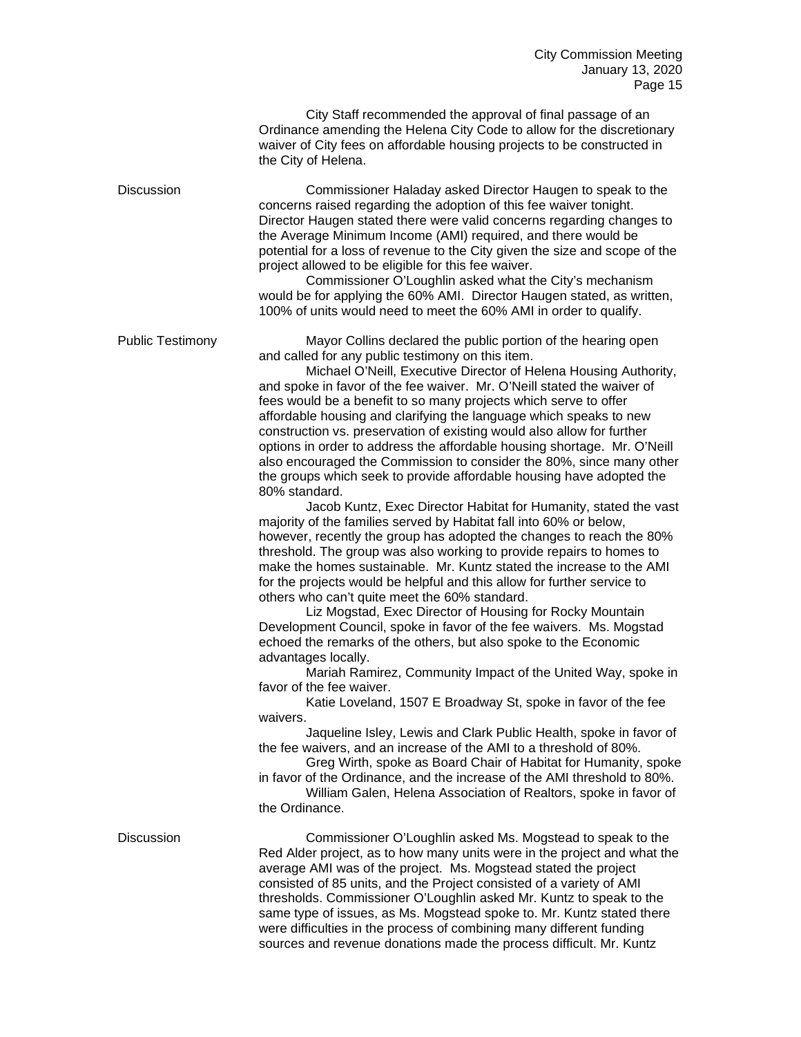City Staff recommended the approval of final passage of an Ordinance amending the Helena City Code to allow for the discretionary waiver of City fees on affordable housing projects to be constructed in the City of Helena.

**Discussion**

Commissioner Haladay asked Director Haugen to speak to the concerns raised regarding the adoption of this fee waiver tonight. Director Haugen stated there were valid concerns regarding changes to the Average Minimum Income (AMI) required, and there would be potential for a loss of revenue to the City given the size and scope of the project allowed to be eligible for this fee waiver.

Commissioner O'Loughlin asked what the City's mechanism would be for applying the 60% AMI. Director Haugen stated, as written, 100% of units would need to meet the 60% AMI in order to qualify.

**Public Testimony**

Mayor Collins declared the public portion of the hearing open and called for any public testimony on this item.

Michael O'Neill, Executive Director of Helena Housing Authority, and spoke in favor of the fee waiver. Mr. O'Neill stated the waiver of fees would be a benefit to so many projects which serve to offer affordable housing and clarifying the language which speaks to new construction vs. preservation of existing would also allow for further options in order to address the affordable housing shortage. Mr. O'Neill also encouraged the Commission to consider the 80%, since many other the groups which seek to provide affordable housing have adopted the 80% standard.

Jacob Kuntz, Exec Director Habitat for Humanity, stated the vast majority of the families served by Habitat fall into 60% or below, however, recently the group has adopted the changes to reach the 80% threshold. The group was also working to provide repairs to homes to make the homes sustainable. Mr. Kuntz stated the increase to the AMI for the projects would be helpful and this allow for further service to others who can't quite meet the 60% standard.

Liz Mogstad, Exec Director of Housing for Rocky Mountain Development Council, spoke in favor of the fee waivers. Ms. Mogstad echoed the remarks of the others, but also spoke to the Economic advantages locally.

Mariah Ramirez, Community Impact of the United Way, spoke in favor of the fee waiver.

Katie Loveland, 1507 E Broadway St, spoke in favor of the fee waivers.

Jaqueline Isley, Lewis and Clark Public Health, spoke in favor of the fee waivers, and an increase of the AMI to a threshold of 80%.

Greg Wirth, spoke as Board Chair of Habitat for Humanity, spoke in favor of the Ordinance, and the increase of the AMI threshold to 80%.

William Galen, Helena Association of Realtors, spoke in favor of the Ordinance.

**Discussion**

Commissioner O'Loughlin asked Ms. Mogstead to speak to the Red Alder project, as to how many units were in the project and what the average AMI was of the project. Ms. Mogstead stated the project consisted of 85 units, and the Project consisted of a variety of AMI thresholds. Commissioner O'Loughlin asked Mr. Kuntz to speak to the same type of issues, as Ms. Mogstead spoke to. Mr. Kuntz stated there were difficulties in the process of combining many different funding sources and revenue donations made the process difficult. Mr. Kuntz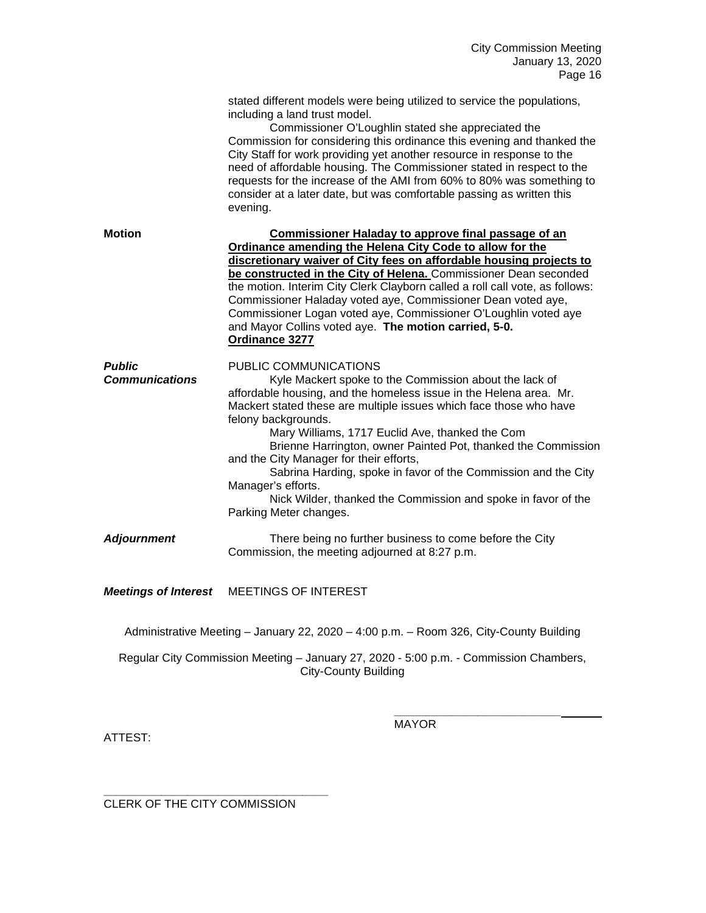stated different models were being utilized to service the populations, including a land trust model.

Commissioner O'Loughlin stated she appreciated the Commission for considering this ordinance this evening and thanked the City Staff for work providing yet another resource in response to the need of affordable housing. The Commissioner stated in respect to the requests for the increase of the AMI from 60% to 80% was something to consider at a later date, but was comfortable passing as written this evening.

***Motion***

**Commissioner Haladay to approve final passage of an Ordinance amending the Helena City Code to allow for the discretionary waiver of City fees on affordable housing projects to be constructed in the City of Helena.** Commissioner Dean seconded the motion. Interim City Clerk Clayborn called a roll call vote, as follows: Commissioner Haladay voted aye, Commissioner Dean voted aye, Commissioner Logan voted aye, Commissioner O'Loughlin voted aye and Mayor Collins voted aye. **The motion carried, 5-0.**
**Ordinance 3277**

***Public Communications***

PUBLIC COMMUNICATIONS

Kyle Mackert spoke to the Commission about the lack of affordable housing, and the homeless issue in the Helena area. Mr. Mackert stated these are multiple issues which face those who have felony backgrounds.

Mary Williams, 1717 Euclid Ave, thanked the Com

Brienne Harrington, owner Painted Pot, thanked the Commission and the City Manager for their efforts,

Sabrina Harding, spoke in favor of the Commission and the City Manager's efforts.

Nick Wilder, thanked the Commission and spoke in favor of the Parking Meter changes.

***Adjournment***

There being no further business to come before the City Commission, the meeting adjourned at 8:27 p.m.

***Meetings of Interest***

MEETINGS OF INTEREST

Administrative Meeting – January 22, 2020 – 4:00 p.m. – Room 326, City-County Building

Regular City Commission Meeting – January 27, 2020 - 5:00 p.m. - Commission Chambers, City-County Building

\_\_\_\_\_\_\_\_\_\_\_\_\_\_\_\_\_\_\_\_\_\_\_\_\_\_\_\_\_\_\_\_
MAYOR

ATTEST:

\_\_\_\_\_\_\_\_\_\_\_\_\_\_\_\_\_\_\_\_\_\_\_\_\_\_\_\_\_\_\_\_
CLERK OF THE CITY COMMISSION